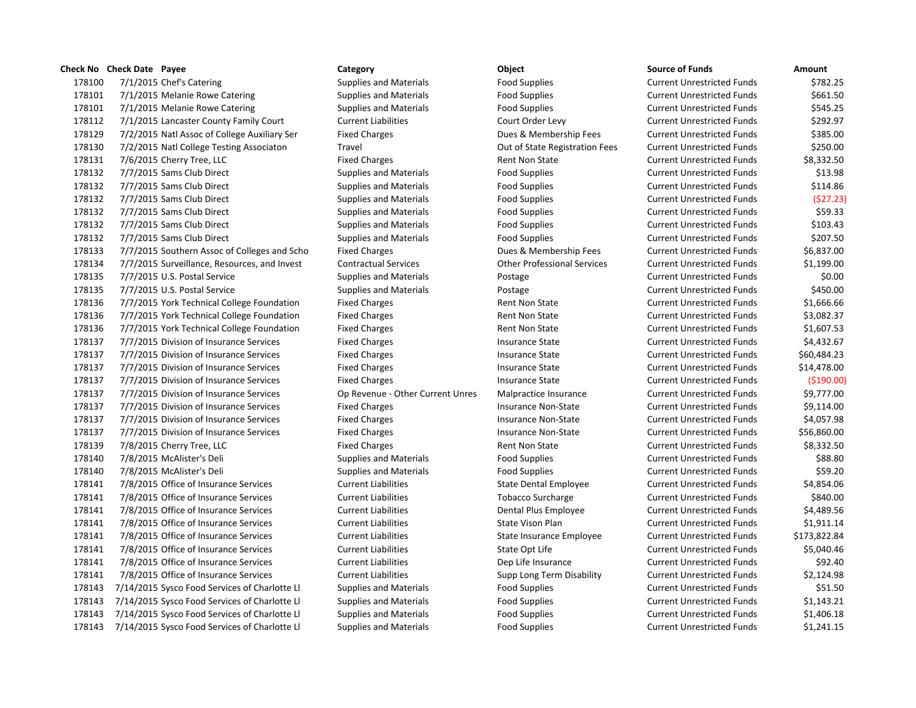| Check No | Check Date | Payee | Category | Object | Source of Funds | Amount |
|---|---|---|---|---|---|---|
| 178100 | 7/1/2015 | Chef's Catering | Supplies and Materials | Food Supplies | Current Unrestricted Funds | $782.25 |
| 178101 | 7/1/2015 | Melanie Rowe Catering | Supplies and Materials | Food Supplies | Current Unrestricted Funds | $661.50 |
| 178101 | 7/1/2015 | Melanie Rowe Catering | Supplies and Materials | Food Supplies | Current Unrestricted Funds | $545.25 |
| 178112 | 7/1/2015 | Lancaster County Family Court | Current Liabilities | Court Order Levy | Current Unrestricted Funds | $292.97 |
| 178129 | 7/2/2015 | Natl Assoc of College Auxiliary Ser | Fixed Charges | Dues & Membership Fees | Current Unrestricted Funds | $385.00 |
| 178130 | 7/2/2015 | Natl College Testing Associaton | Travel | Out of State Registration Fees | Current Unrestricted Funds | $250.00 |
| 178131 | 7/6/2015 | Cherry Tree, LLC | Fixed Charges | Rent Non State | Current Unrestricted Funds | $8,332.50 |
| 178132 | 7/7/2015 | Sams Club Direct | Supplies and Materials | Food Supplies | Current Unrestricted Funds | $13.98 |
| 178132 | 7/7/2015 | Sams Club Direct | Supplies and Materials | Food Supplies | Current Unrestricted Funds | $114.86 |
| 178132 | 7/7/2015 | Sams Club Direct | Supplies and Materials | Food Supplies | Current Unrestricted Funds | ($27.23) |
| 178132 | 7/7/2015 | Sams Club Direct | Supplies and Materials | Food Supplies | Current Unrestricted Funds | $59.33 |
| 178132 | 7/7/2015 | Sams Club Direct | Supplies and Materials | Food Supplies | Current Unrestricted Funds | $103.43 |
| 178132 | 7/7/2015 | Sams Club Direct | Supplies and Materials | Food Supplies | Current Unrestricted Funds | $207.50 |
| 178133 | 7/7/2015 | Southern Assoc of Colleges and Scho | Fixed Charges | Dues & Membership Fees | Current Unrestricted Funds | $6,837.00 |
| 178134 | 7/7/2015 | Surveillance, Resources, and Invest | Contractual Services | Other Professional Services | Current Unrestricted Funds | $1,199.00 |
| 178135 | 7/7/2015 | U.S. Postal Service | Supplies and Materials | Postage | Current Unrestricted Funds | $0.00 |
| 178135 | 7/7/2015 | U.S. Postal Service | Supplies and Materials | Postage | Current Unrestricted Funds | $450.00 |
| 178136 | 7/7/2015 | York Technical College Foundation | Fixed Charges | Rent Non State | Current Unrestricted Funds | $1,666.66 |
| 178136 | 7/7/2015 | York Technical College Foundation | Fixed Charges | Rent Non State | Current Unrestricted Funds | $3,082.37 |
| 178136 | 7/7/2015 | York Technical College Foundation | Fixed Charges | Rent Non State | Current Unrestricted Funds | $1,607.53 |
| 178137 | 7/7/2015 | Division of Insurance Services | Fixed Charges | Insurance State | Current Unrestricted Funds | $4,432.67 |
| 178137 | 7/7/2015 | Division of Insurance Services | Fixed Charges | Insurance State | Current Unrestricted Funds | $60,484.23 |
| 178137 | 7/7/2015 | Division of Insurance Services | Fixed Charges | Insurance State | Current Unrestricted Funds | $14,478.00 |
| 178137 | 7/7/2015 | Division of Insurance Services | Fixed Charges | Insurance State | Current Unrestricted Funds | ($190.00) |
| 178137 | 7/7/2015 | Division of Insurance Services | Op Revenue - Other Current Unres | Malpractice Insurance | Current Unrestricted Funds | $9,777.00 |
| 178137 | 7/7/2015 | Division of Insurance Services | Fixed Charges | Insurance Non-State | Current Unrestricted Funds | $9,114.00 |
| 178137 | 7/7/2015 | Division of Insurance Services | Fixed Charges | Insurance Non-State | Current Unrestricted Funds | $4,057.98 |
| 178137 | 7/7/2015 | Division of Insurance Services | Fixed Charges | Insurance Non-State | Current Unrestricted Funds | $56,860.00 |
| 178139 | 7/8/2015 | Cherry Tree, LLC | Fixed Charges | Rent Non State | Current Unrestricted Funds | $8,332.50 |
| 178140 | 7/8/2015 | McAlister's Deli | Supplies and Materials | Food Supplies | Current Unrestricted Funds | $88.80 |
| 178140 | 7/8/2015 | McAlister's Deli | Supplies and Materials | Food Supplies | Current Unrestricted Funds | $59.20 |
| 178141 | 7/8/2015 | Office of Insurance Services | Current Liabilities | State Dental Employee | Current Unrestricted Funds | $4,854.06 |
| 178141 | 7/8/2015 | Office of Insurance Services | Current Liabilities | Tobacco Surcharge | Current Unrestricted Funds | $840.00 |
| 178141 | 7/8/2015 | Office of Insurance Services | Current Liabilities | Dental Plus Employee | Current Unrestricted Funds | $4,489.56 |
| 178141 | 7/8/2015 | Office of Insurance Services | Current Liabilities | State Vison Plan | Current Unrestricted Funds | $1,911.14 |
| 178141 | 7/8/2015 | Office of Insurance Services | Current Liabilities | State Insurance Employee | Current Unrestricted Funds | $173,822.84 |
| 178141 | 7/8/2015 | Office of Insurance Services | Current Liabilities | State Opt Life | Current Unrestricted Funds | $5,040.46 |
| 178141 | 7/8/2015 | Office of Insurance Services | Current Liabilities | Dep Life Insurance | Current Unrestricted Funds | $92.40 |
| 178141 | 7/8/2015 | Office of Insurance Services | Current Liabilities | Supp Long Term Disability | Current Unrestricted Funds | $2,124.98 |
| 178143 | 7/14/2015 | Sysco Food Services of Charlotte Ll | Supplies and Materials | Food Supplies | Current Unrestricted Funds | $51.50 |
| 178143 | 7/14/2015 | Sysco Food Services of Charlotte Ll | Supplies and Materials | Food Supplies | Current Unrestricted Funds | $1,143.21 |
| 178143 | 7/14/2015 | Sysco Food Services of Charlotte Ll | Supplies and Materials | Food Supplies | Current Unrestricted Funds | $1,406.18 |
| 178143 | 7/14/2015 | Sysco Food Services of Charlotte Ll | Supplies and Materials | Food Supplies | Current Unrestricted Funds | $1,241.15 |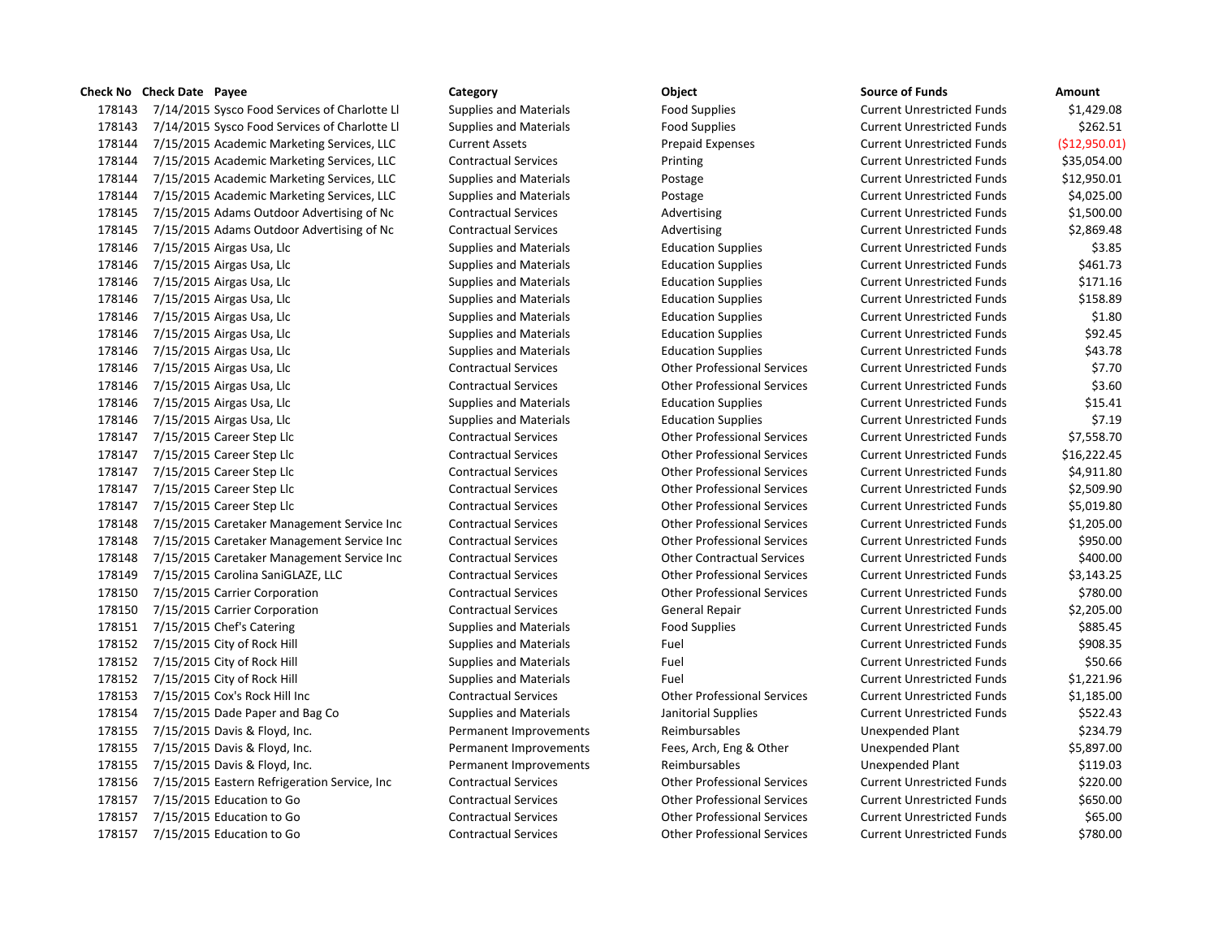| Check No | Check Date | Payee | Category | Object | Source of Funds | Amount |
|---|---|---|---|---|---|---|
| 178143 | 7/14/2015 | Sysco Food Services of Charlotte Ll | Supplies and Materials | Food Supplies | Current Unrestricted Funds | $1,429.08 |
| 178143 | 7/14/2015 | Sysco Food Services of Charlotte Ll | Supplies and Materials | Food Supplies | Current Unrestricted Funds | $262.51 |
| 178144 | 7/15/2015 | Academic Marketing Services, LLC | Current Assets | Prepaid Expenses | Current Unrestricted Funds | ($12,950.01) |
| 178144 | 7/15/2015 | Academic Marketing Services, LLC | Contractual Services | Printing | Current Unrestricted Funds | $35,054.00 |
| 178144 | 7/15/2015 | Academic Marketing Services, LLC | Supplies and Materials | Postage | Current Unrestricted Funds | $12,950.01 |
| 178144 | 7/15/2015 | Academic Marketing Services, LLC | Supplies and Materials | Postage | Current Unrestricted Funds | $4,025.00 |
| 178145 | 7/15/2015 | Adams Outdoor Advertising of Nc | Contractual Services | Advertising | Current Unrestricted Funds | $1,500.00 |
| 178145 | 7/15/2015 | Adams Outdoor Advertising of Nc | Contractual Services | Advertising | Current Unrestricted Funds | $2,869.48 |
| 178146 | 7/15/2015 | Airgas Usa, Llc | Supplies and Materials | Education Supplies | Current Unrestricted Funds | $3.85 |
| 178146 | 7/15/2015 | Airgas Usa, Llc | Supplies and Materials | Education Supplies | Current Unrestricted Funds | $461.73 |
| 178146 | 7/15/2015 | Airgas Usa, Llc | Supplies and Materials | Education Supplies | Current Unrestricted Funds | $171.16 |
| 178146 | 7/15/2015 | Airgas Usa, Llc | Supplies and Materials | Education Supplies | Current Unrestricted Funds | $158.89 |
| 178146 | 7/15/2015 | Airgas Usa, Llc | Supplies and Materials | Education Supplies | Current Unrestricted Funds | $1.80 |
| 178146 | 7/15/2015 | Airgas Usa, Llc | Supplies and Materials | Education Supplies | Current Unrestricted Funds | $92.45 |
| 178146 | 7/15/2015 | Airgas Usa, Llc | Supplies and Materials | Education Supplies | Current Unrestricted Funds | $43.78 |
| 178146 | 7/15/2015 | Airgas Usa, Llc | Contractual Services | Other Professional Services | Current Unrestricted Funds | $7.70 |
| 178146 | 7/15/2015 | Airgas Usa, Llc | Contractual Services | Other Professional Services | Current Unrestricted Funds | $3.60 |
| 178146 | 7/15/2015 | Airgas Usa, Llc | Supplies and Materials | Education Supplies | Current Unrestricted Funds | $15.41 |
| 178146 | 7/15/2015 | Airgas Usa, Llc | Supplies and Materials | Education Supplies | Current Unrestricted Funds | $7.19 |
| 178147 | 7/15/2015 | Career Step Llc | Contractual Services | Other Professional Services | Current Unrestricted Funds | $7,558.70 |
| 178147 | 7/15/2015 | Career Step Llc | Contractual Services | Other Professional Services | Current Unrestricted Funds | $16,222.45 |
| 178147 | 7/15/2015 | Career Step Llc | Contractual Services | Other Professional Services | Current Unrestricted Funds | $4,911.80 |
| 178147 | 7/15/2015 | Career Step Llc | Contractual Services | Other Professional Services | Current Unrestricted Funds | $2,509.90 |
| 178147 | 7/15/2015 | Career Step Llc | Contractual Services | Other Professional Services | Current Unrestricted Funds | $5,019.80 |
| 178148 | 7/15/2015 | Caretaker Management Service Inc | Contractual Services | Other Professional Services | Current Unrestricted Funds | $1,205.00 |
| 178148 | 7/15/2015 | Caretaker Management Service Inc | Contractual Services | Other Professional Services | Current Unrestricted Funds | $950.00 |
| 178148 | 7/15/2015 | Caretaker Management Service Inc | Contractual Services | Other Contractual Services | Current Unrestricted Funds | $400.00 |
| 178149 | 7/15/2015 | Carolina SaniGLAZE, LLC | Contractual Services | Other Professional Services | Current Unrestricted Funds | $3,143.25 |
| 178150 | 7/15/2015 | Carrier Corporation | Contractual Services | Other Professional Services | Current Unrestricted Funds | $780.00 |
| 178150 | 7/15/2015 | Carrier Corporation | Contractual Services | General Repair | Current Unrestricted Funds | $2,205.00 |
| 178151 | 7/15/2015 | Chef's Catering | Supplies and Materials | Food Supplies | Current Unrestricted Funds | $885.45 |
| 178152 | 7/15/2015 | City of Rock Hill | Supplies and Materials | Fuel | Current Unrestricted Funds | $908.35 |
| 178152 | 7/15/2015 | City of Rock Hill | Supplies and Materials | Fuel | Current Unrestricted Funds | $50.66 |
| 178152 | 7/15/2015 | City of Rock Hill | Supplies and Materials | Fuel | Current Unrestricted Funds | $1,221.96 |
| 178153 | 7/15/2015 | Cox's Rock Hill Inc | Contractual Services | Other Professional Services | Current Unrestricted Funds | $1,185.00 |
| 178154 | 7/15/2015 | Dade Paper and Bag Co | Supplies and Materials | Janitorial Supplies | Current Unrestricted Funds | $522.43 |
| 178155 | 7/15/2015 | Davis & Floyd, Inc. | Permanent Improvements | Reimbursables | Unexpended Plant | $234.79 |
| 178155 | 7/15/2015 | Davis & Floyd, Inc. | Permanent Improvements | Fees, Arch, Eng & Other | Unexpended Plant | $5,897.00 |
| 178155 | 7/15/2015 | Davis & Floyd, Inc. | Permanent Improvements | Reimbursables | Unexpended Plant | $119.03 |
| 178156 | 7/15/2015 | Eastern Refrigeration Service, Inc | Contractual Services | Other Professional Services | Current Unrestricted Funds | $220.00 |
| 178157 | 7/15/2015 | Education to Go | Contractual Services | Other Professional Services | Current Unrestricted Funds | $650.00 |
| 178157 | 7/15/2015 | Education to Go | Contractual Services | Other Professional Services | Current Unrestricted Funds | $65.00 |
| 178157 | 7/15/2015 | Education to Go | Contractual Services | Other Professional Services | Current Unrestricted Funds | $780.00 |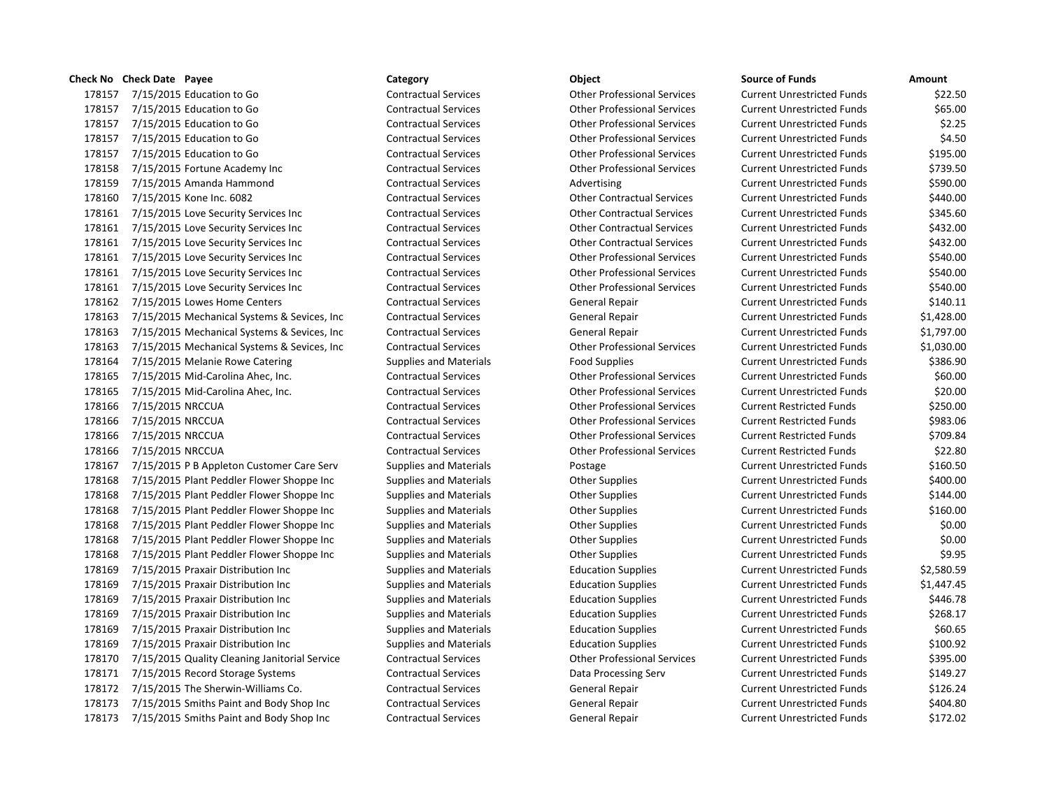| Check No | Check Date | Payee | Category | Object | Source of Funds | Amount |
|---|---|---|---|---|---|---|
| 178157 | 7/15/2015 | Education to Go | Contractual Services | Other Professional Services | Current Unrestricted Funds | $22.50 |
| 178157 | 7/15/2015 | Education to Go | Contractual Services | Other Professional Services | Current Unrestricted Funds | $65.00 |
| 178157 | 7/15/2015 | Education to Go | Contractual Services | Other Professional Services | Current Unrestricted Funds | $2.25 |
| 178157 | 7/15/2015 | Education to Go | Contractual Services | Other Professional Services | Current Unrestricted Funds | $4.50 |
| 178157 | 7/15/2015 | Education to Go | Contractual Services | Other Professional Services | Current Unrestricted Funds | $195.00 |
| 178158 | 7/15/2015 | Fortune Academy Inc | Contractual Services | Other Professional Services | Current Unrestricted Funds | $739.50 |
| 178159 | 7/15/2015 | Amanda Hammond | Contractual Services | Advertising | Current Unrestricted Funds | $590.00 |
| 178160 | 7/15/2015 | Kone Inc. 6082 | Contractual Services | Other Contractual Services | Current Unrestricted Funds | $440.00 |
| 178161 | 7/15/2015 | Love Security Services Inc | Contractual Services | Other Contractual Services | Current Unrestricted Funds | $345.60 |
| 178161 | 7/15/2015 | Love Security Services Inc | Contractual Services | Other Contractual Services | Current Unrestricted Funds | $432.00 |
| 178161 | 7/15/2015 | Love Security Services Inc | Contractual Services | Other Contractual Services | Current Unrestricted Funds | $432.00 |
| 178161 | 7/15/2015 | Love Security Services Inc | Contractual Services | Other Professional Services | Current Unrestricted Funds | $540.00 |
| 178161 | 7/15/2015 | Love Security Services Inc | Contractual Services | Other Professional Services | Current Unrestricted Funds | $540.00 |
| 178161 | 7/15/2015 | Love Security Services Inc | Contractual Services | Other Professional Services | Current Unrestricted Funds | $540.00 |
| 178162 | 7/15/2015 | Lowes Home Centers | Contractual Services | General Repair | Current Unrestricted Funds | $140.11 |
| 178163 | 7/15/2015 | Mechanical Systems & Sevices, Inc | Contractual Services | General Repair | Current Unrestricted Funds | $1,428.00 |
| 178163 | 7/15/2015 | Mechanical Systems & Sevices, Inc | Contractual Services | General Repair | Current Unrestricted Funds | $1,797.00 |
| 178163 | 7/15/2015 | Mechanical Systems & Sevices, Inc | Contractual Services | Other Professional Services | Current Unrestricted Funds | $1,030.00 |
| 178164 | 7/15/2015 | Melanie Rowe Catering | Supplies and Materials | Food Supplies | Current Unrestricted Funds | $386.90 |
| 178165 | 7/15/2015 | Mid-Carolina Ahec, Inc. | Contractual Services | Other Professional Services | Current Unrestricted Funds | $60.00 |
| 178165 | 7/15/2015 | Mid-Carolina Ahec, Inc. | Contractual Services | Other Professional Services | Current Unrestricted Funds | $20.00 |
| 178166 | 7/15/2015 | NRCCUA | Contractual Services | Other Professional Services | Current Restricted Funds | $250.00 |
| 178166 | 7/15/2015 | NRCCUA | Contractual Services | Other Professional Services | Current Restricted Funds | $983.06 |
| 178166 | 7/15/2015 | NRCCUA | Contractual Services | Other Professional Services | Current Restricted Funds | $709.84 |
| 178166 | 7/15/2015 | NRCCUA | Contractual Services | Other Professional Services | Current Restricted Funds | $22.80 |
| 178167 | 7/15/2015 | P B Appleton Customer Care Serv | Supplies and Materials | Postage | Current Unrestricted Funds | $160.50 |
| 178168 | 7/15/2015 | Plant Peddler Flower Shoppe Inc | Supplies and Materials | Other Supplies | Current Unrestricted Funds | $400.00 |
| 178168 | 7/15/2015 | Plant Peddler Flower Shoppe Inc | Supplies and Materials | Other Supplies | Current Unrestricted Funds | $144.00 |
| 178168 | 7/15/2015 | Plant Peddler Flower Shoppe Inc | Supplies and Materials | Other Supplies | Current Unrestricted Funds | $160.00 |
| 178168 | 7/15/2015 | Plant Peddler Flower Shoppe Inc | Supplies and Materials | Other Supplies | Current Unrestricted Funds | $0.00 |
| 178168 | 7/15/2015 | Plant Peddler Flower Shoppe Inc | Supplies and Materials | Other Supplies | Current Unrestricted Funds | $0.00 |
| 178168 | 7/15/2015 | Plant Peddler Flower Shoppe Inc | Supplies and Materials | Other Supplies | Current Unrestricted Funds | $9.95 |
| 178169 | 7/15/2015 | Praxair Distribution Inc | Supplies and Materials | Education Supplies | Current Unrestricted Funds | $2,580.59 |
| 178169 | 7/15/2015 | Praxair Distribution Inc | Supplies and Materials | Education Supplies | Current Unrestricted Funds | $1,447.45 |
| 178169 | 7/15/2015 | Praxair Distribution Inc | Supplies and Materials | Education Supplies | Current Unrestricted Funds | $446.78 |
| 178169 | 7/15/2015 | Praxair Distribution Inc | Supplies and Materials | Education Supplies | Current Unrestricted Funds | $268.17 |
| 178169 | 7/15/2015 | Praxair Distribution Inc | Supplies and Materials | Education Supplies | Current Unrestricted Funds | $60.65 |
| 178169 | 7/15/2015 | Praxair Distribution Inc | Supplies and Materials | Education Supplies | Current Unrestricted Funds | $100.92 |
| 178170 | 7/15/2015 | Quality Cleaning Janitorial Service | Contractual Services | Other Professional Services | Current Unrestricted Funds | $395.00 |
| 178171 | 7/15/2015 | Record Storage Systems | Contractual Services | Data Processing Serv | Current Unrestricted Funds | $149.27 |
| 178172 | 7/15/2015 | The Sherwin-Williams Co. | Contractual Services | General Repair | Current Unrestricted Funds | $126.24 |
| 178173 | 7/15/2015 | Smiths Paint and Body Shop Inc | Contractual Services | General Repair | Current Unrestricted Funds | $404.80 |
| 178173 | 7/15/2015 | Smiths Paint and Body Shop Inc | Contractual Services | General Repair | Current Unrestricted Funds | $172.02 |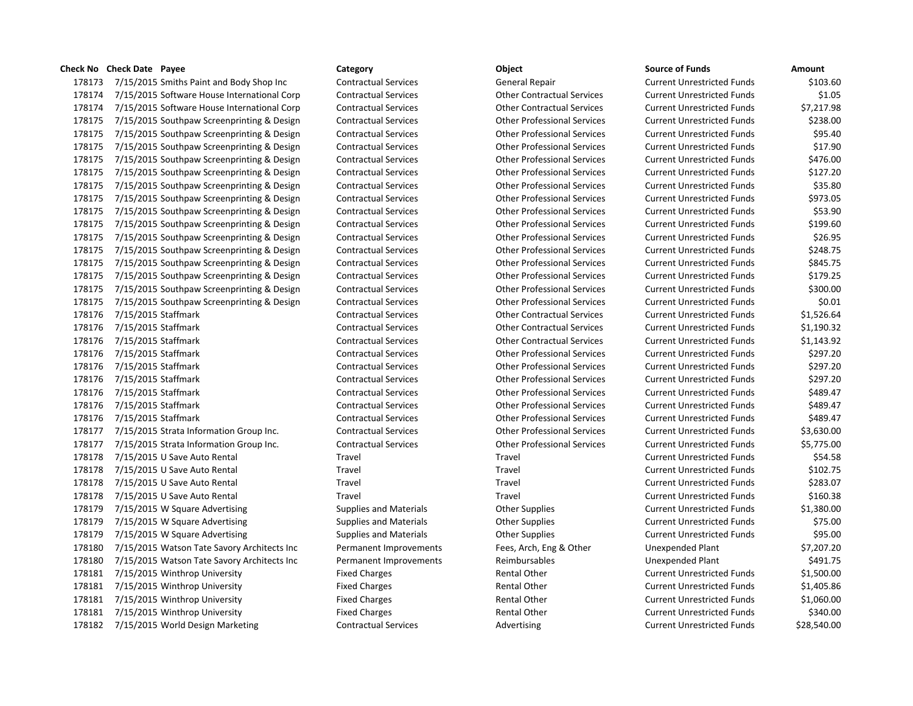| Check No | Check Date | Payee | Category | Object | Source of Funds | Amount |
|---|---|---|---|---|---|---|
| 178173 | 7/15/2015 | Smiths Paint and Body Shop Inc | Contractual Services | General Repair | Current Unrestricted Funds | $103.60 |
| 178174 | 7/15/2015 | Software House International Corp | Contractual Services | Other Contractual Services | Current Unrestricted Funds | $1.05 |
| 178174 | 7/15/2015 | Software House International Corp | Contractual Services | Other Contractual Services | Current Unrestricted Funds | $7,217.98 |
| 178175 | 7/15/2015 | Southpaw Screenprinting & Design | Contractual Services | Other Professional Services | Current Unrestricted Funds | $238.00 |
| 178175 | 7/15/2015 | Southpaw Screenprinting & Design | Contractual Services | Other Professional Services | Current Unrestricted Funds | $95.40 |
| 178175 | 7/15/2015 | Southpaw Screenprinting & Design | Contractual Services | Other Professional Services | Current Unrestricted Funds | $17.90 |
| 178175 | 7/15/2015 | Southpaw Screenprinting & Design | Contractual Services | Other Professional Services | Current Unrestricted Funds | $476.00 |
| 178175 | 7/15/2015 | Southpaw Screenprinting & Design | Contractual Services | Other Professional Services | Current Unrestricted Funds | $127.20 |
| 178175 | 7/15/2015 | Southpaw Screenprinting & Design | Contractual Services | Other Professional Services | Current Unrestricted Funds | $35.80 |
| 178175 | 7/15/2015 | Southpaw Screenprinting & Design | Contractual Services | Other Professional Services | Current Unrestricted Funds | $973.05 |
| 178175 | 7/15/2015 | Southpaw Screenprinting & Design | Contractual Services | Other Professional Services | Current Unrestricted Funds | $53.90 |
| 178175 | 7/15/2015 | Southpaw Screenprinting & Design | Contractual Services | Other Professional Services | Current Unrestricted Funds | $199.60 |
| 178175 | 7/15/2015 | Southpaw Screenprinting & Design | Contractual Services | Other Professional Services | Current Unrestricted Funds | $26.95 |
| 178175 | 7/15/2015 | Southpaw Screenprinting & Design | Contractual Services | Other Professional Services | Current Unrestricted Funds | $248.75 |
| 178175 | 7/15/2015 | Southpaw Screenprinting & Design | Contractual Services | Other Professional Services | Current Unrestricted Funds | $845.75 |
| 178175 | 7/15/2015 | Southpaw Screenprinting & Design | Contractual Services | Other Professional Services | Current Unrestricted Funds | $179.25 |
| 178175 | 7/15/2015 | Southpaw Screenprinting & Design | Contractual Services | Other Professional Services | Current Unrestricted Funds | $300.00 |
| 178175 | 7/15/2015 | Southpaw Screenprinting & Design | Contractual Services | Other Professional Services | Current Unrestricted Funds | $0.01 |
| 178176 | 7/15/2015 | Staffmark | Contractual Services | Other Contractual Services | Current Unrestricted Funds | $1,526.64 |
| 178176 | 7/15/2015 | Staffmark | Contractual Services | Other Contractual Services | Current Unrestricted Funds | $1,190.32 |
| 178176 | 7/15/2015 | Staffmark | Contractual Services | Other Contractual Services | Current Unrestricted Funds | $1,143.92 |
| 178176 | 7/15/2015 | Staffmark | Contractual Services | Other Professional Services | Current Unrestricted Funds | $297.20 |
| 178176 | 7/15/2015 | Staffmark | Contractual Services | Other Professional Services | Current Unrestricted Funds | $297.20 |
| 178176 | 7/15/2015 | Staffmark | Contractual Services | Other Professional Services | Current Unrestricted Funds | $297.20 |
| 178176 | 7/15/2015 | Staffmark | Contractual Services | Other Professional Services | Current Unrestricted Funds | $489.47 |
| 178176 | 7/15/2015 | Staffmark | Contractual Services | Other Professional Services | Current Unrestricted Funds | $489.47 |
| 178176 | 7/15/2015 | Staffmark | Contractual Services | Other Professional Services | Current Unrestricted Funds | $489.47 |
| 178177 | 7/15/2015 | Strata Information Group Inc. | Contractual Services | Other Professional Services | Current Unrestricted Funds | $3,630.00 |
| 178177 | 7/15/2015 | Strata Information Group Inc. | Contractual Services | Other Professional Services | Current Unrestricted Funds | $5,775.00 |
| 178178 | 7/15/2015 | U Save Auto Rental | Travel | Travel | Current Unrestricted Funds | $54.58 |
| 178178 | 7/15/2015 | U Save Auto Rental | Travel | Travel | Current Unrestricted Funds | $102.75 |
| 178178 | 7/15/2015 | U Save Auto Rental | Travel | Travel | Current Unrestricted Funds | $283.07 |
| 178178 | 7/15/2015 | U Save Auto Rental | Travel | Travel | Current Unrestricted Funds | $160.38 |
| 178179 | 7/15/2015 | W Square Advertising | Supplies and Materials | Other Supplies | Current Unrestricted Funds | $1,380.00 |
| 178179 | 7/15/2015 | W Square Advertising | Supplies and Materials | Other Supplies | Current Unrestricted Funds | $75.00 |
| 178179 | 7/15/2015 | W Square Advertising | Supplies and Materials | Other Supplies | Current Unrestricted Funds | $95.00 |
| 178180 | 7/15/2015 | Watson Tate Savory Architects Inc | Permanent Improvements | Fees, Arch, Eng & Other | Unexpended Plant | $7,207.20 |
| 178180 | 7/15/2015 | Watson Tate Savory Architects Inc | Permanent Improvements | Reimbursables | Unexpended Plant | $491.75 |
| 178181 | 7/15/2015 | Winthrop University | Fixed Charges | Rental Other | Current Unrestricted Funds | $1,500.00 |
| 178181 | 7/15/2015 | Winthrop University | Fixed Charges | Rental Other | Current Unrestricted Funds | $1,405.86 |
| 178181 | 7/15/2015 | Winthrop University | Fixed Charges | Rental Other | Current Unrestricted Funds | $1,060.00 |
| 178181 | 7/15/2015 | Winthrop University | Fixed Charges | Rental Other | Current Unrestricted Funds | $340.00 |
| 178182 | 7/15/2015 | World Design Marketing | Contractual Services | Advertising | Current Unrestricted Funds | $28,540.00 |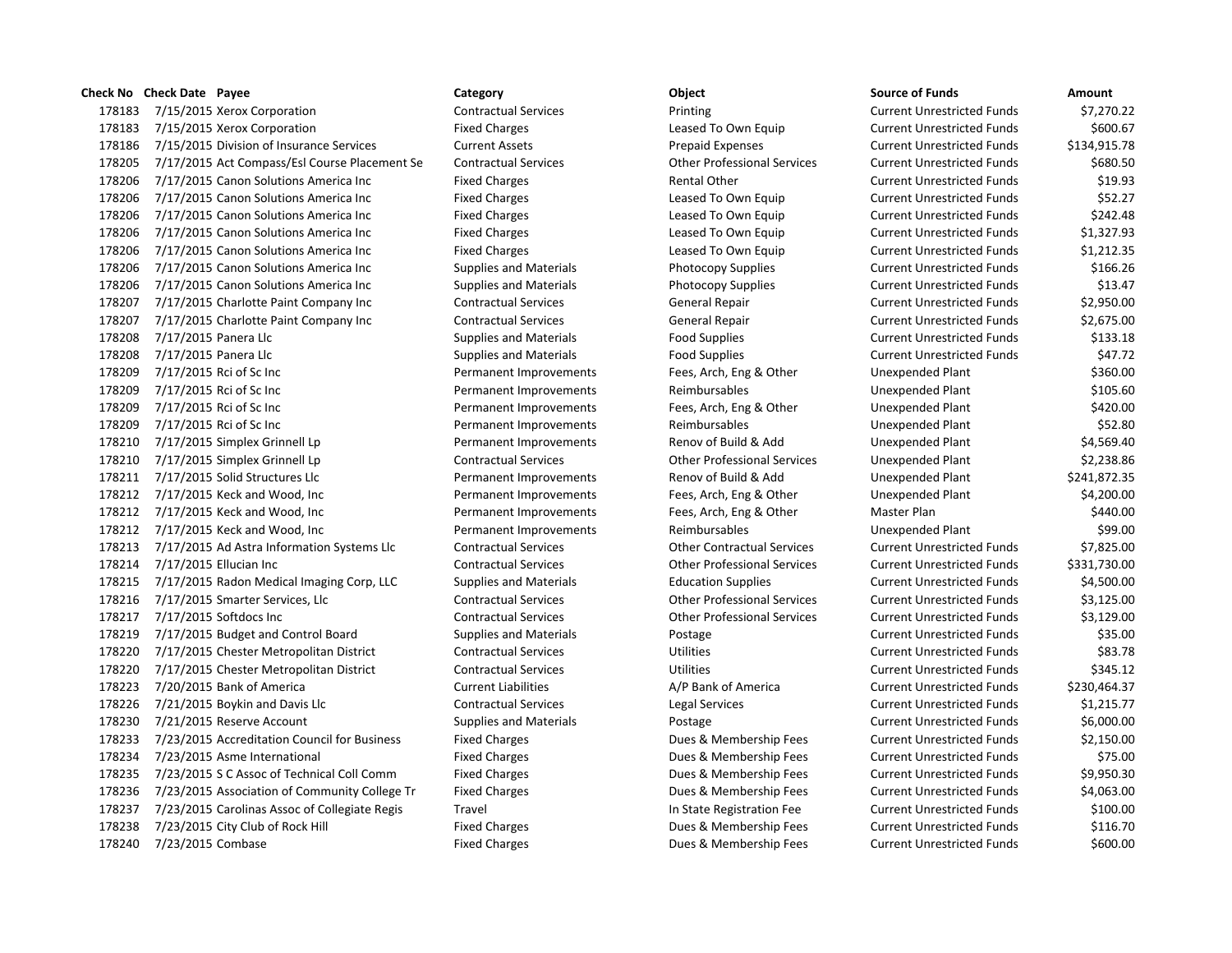| Check No | Check Date | Payee | Category | Object | Source of Funds | Amount |
|---|---|---|---|---|---|---|
| 178183 | 7/15/2015 | Xerox Corporation | Contractual Services | Printing | Current Unrestricted Funds | $7,270.22 |
| 178183 | 7/15/2015 | Xerox Corporation | Fixed Charges | Leased To Own Equip | Current Unrestricted Funds | $600.67 |
| 178186 | 7/15/2015 | Division of Insurance Services | Current Assets | Prepaid Expenses | Current Unrestricted Funds | $134,915.78 |
| 178205 | 7/17/2015 | Act Compass/Esl Course Placement Se | Contractual Services | Other Professional Services | Current Unrestricted Funds | $680.50 |
| 178206 | 7/17/2015 | Canon Solutions America Inc | Fixed Charges | Rental Other | Current Unrestricted Funds | $19.93 |
| 178206 | 7/17/2015 | Canon Solutions America Inc | Fixed Charges | Leased To Own Equip | Current Unrestricted Funds | $52.27 |
| 178206 | 7/17/2015 | Canon Solutions America Inc | Fixed Charges | Leased To Own Equip | Current Unrestricted Funds | $242.48 |
| 178206 | 7/17/2015 | Canon Solutions America Inc | Fixed Charges | Leased To Own Equip | Current Unrestricted Funds | $1,327.93 |
| 178206 | 7/17/2015 | Canon Solutions America Inc | Fixed Charges | Leased To Own Equip | Current Unrestricted Funds | $1,212.35 |
| 178206 | 7/17/2015 | Canon Solutions America Inc | Supplies and Materials | Photocopy Supplies | Current Unrestricted Funds | $166.26 |
| 178206 | 7/17/2015 | Canon Solutions America Inc | Supplies and Materials | Photocopy Supplies | Current Unrestricted Funds | $13.47 |
| 178207 | 7/17/2015 | Charlotte Paint Company Inc | Contractual Services | General Repair | Current Unrestricted Funds | $2,950.00 |
| 178207 | 7/17/2015 | Charlotte Paint Company Inc | Contractual Services | General Repair | Current Unrestricted Funds | $2,675.00 |
| 178208 | 7/17/2015 | Panera Llc | Supplies and Materials | Food Supplies | Current Unrestricted Funds | $133.18 |
| 178208 | 7/17/2015 | Panera Llc | Supplies and Materials | Food Supplies | Current Unrestricted Funds | $47.72 |
| 178209 | 7/17/2015 | Rci of Sc Inc | Permanent Improvements | Fees, Arch, Eng & Other | Unexpended Plant | $360.00 |
| 178209 | 7/17/2015 | Rci of Sc Inc | Permanent Improvements | Reimbursables | Unexpended Plant | $105.60 |
| 178209 | 7/17/2015 | Rci of Sc Inc | Permanent Improvements | Fees, Arch, Eng & Other | Unexpended Plant | $420.00 |
| 178209 | 7/17/2015 | Rci of Sc Inc | Permanent Improvements | Reimbursables | Unexpended Plant | $52.80 |
| 178210 | 7/17/2015 | Simplex Grinnell Lp | Permanent Improvements | Renov of Build & Add | Unexpended Plant | $4,569.40 |
| 178210 | 7/17/2015 | Simplex Grinnell Lp | Contractual Services | Other Professional Services | Unexpended Plant | $2,238.86 |
| 178211 | 7/17/2015 | Solid Structures Llc | Permanent Improvements | Renov of Build & Add | Unexpended Plant | $241,872.35 |
| 178212 | 7/17/2015 | Keck and Wood, Inc | Permanent Improvements | Fees, Arch, Eng & Other | Unexpended Plant | $4,200.00 |
| 178212 | 7/17/2015 | Keck and Wood, Inc | Permanent Improvements | Fees, Arch, Eng & Other | Master Plan | $440.00 |
| 178212 | 7/17/2015 | Keck and Wood, Inc | Permanent Improvements | Reimbursables | Unexpended Plant | $99.00 |
| 178213 | 7/17/2015 | Ad Astra Information Systems Llc | Contractual Services | Other Contractual Services | Current Unrestricted Funds | $7,825.00 |
| 178214 | 7/17/2015 | Ellucian Inc | Contractual Services | Other Professional Services | Current Unrestricted Funds | $331,730.00 |
| 178215 | 7/17/2015 | Radon Medical Imaging Corp, LLC | Supplies and Materials | Education Supplies | Current Unrestricted Funds | $4,500.00 |
| 178216 | 7/17/2015 | Smarter Services, Llc | Contractual Services | Other Professional Services | Current Unrestricted Funds | $3,125.00 |
| 178217 | 7/17/2015 | Softdocs Inc | Contractual Services | Other Professional Services | Current Unrestricted Funds | $3,129.00 |
| 178219 | 7/17/2015 | Budget and Control Board | Supplies and Materials | Postage | Current Unrestricted Funds | $35.00 |
| 178220 | 7/17/2015 | Chester Metropolitan District | Contractual Services | Utilities | Current Unrestricted Funds | $83.78 |
| 178220 | 7/17/2015 | Chester Metropolitan District | Contractual Services | Utilities | Current Unrestricted Funds | $345.12 |
| 178223 | 7/20/2015 | Bank of America | Current Liabilities | A/P Bank of America | Current Unrestricted Funds | $230,464.37 |
| 178226 | 7/21/2015 | Boykin and Davis Llc | Contractual Services | Legal Services | Current Unrestricted Funds | $1,215.77 |
| 178230 | 7/21/2015 | Reserve Account | Supplies and Materials | Postage | Current Unrestricted Funds | $6,000.00 |
| 178233 | 7/23/2015 | Accreditation Council for Business | Fixed Charges | Dues & Membership Fees | Current Unrestricted Funds | $2,150.00 |
| 178234 | 7/23/2015 | Asme International | Fixed Charges | Dues & Membership Fees | Current Unrestricted Funds | $75.00 |
| 178235 | 7/23/2015 | S C Assoc of Technical Coll Comm | Fixed Charges | Dues & Membership Fees | Current Unrestricted Funds | $9,950.30 |
| 178236 | 7/23/2015 | Association of Community College Tr | Fixed Charges | Dues & Membership Fees | Current Unrestricted Funds | $4,063.00 |
| 178237 | 7/23/2015 | Carolinas Assoc of Collegiate Regis | Travel | In State Registration Fee | Current Unrestricted Funds | $100.00 |
| 178238 | 7/23/2015 | City Club of Rock Hill | Fixed Charges | Dues & Membership Fees | Current Unrestricted Funds | $116.70 |
| 178240 | 7/23/2015 | Combase | Fixed Charges | Dues & Membership Fees | Current Unrestricted Funds | $600.00 |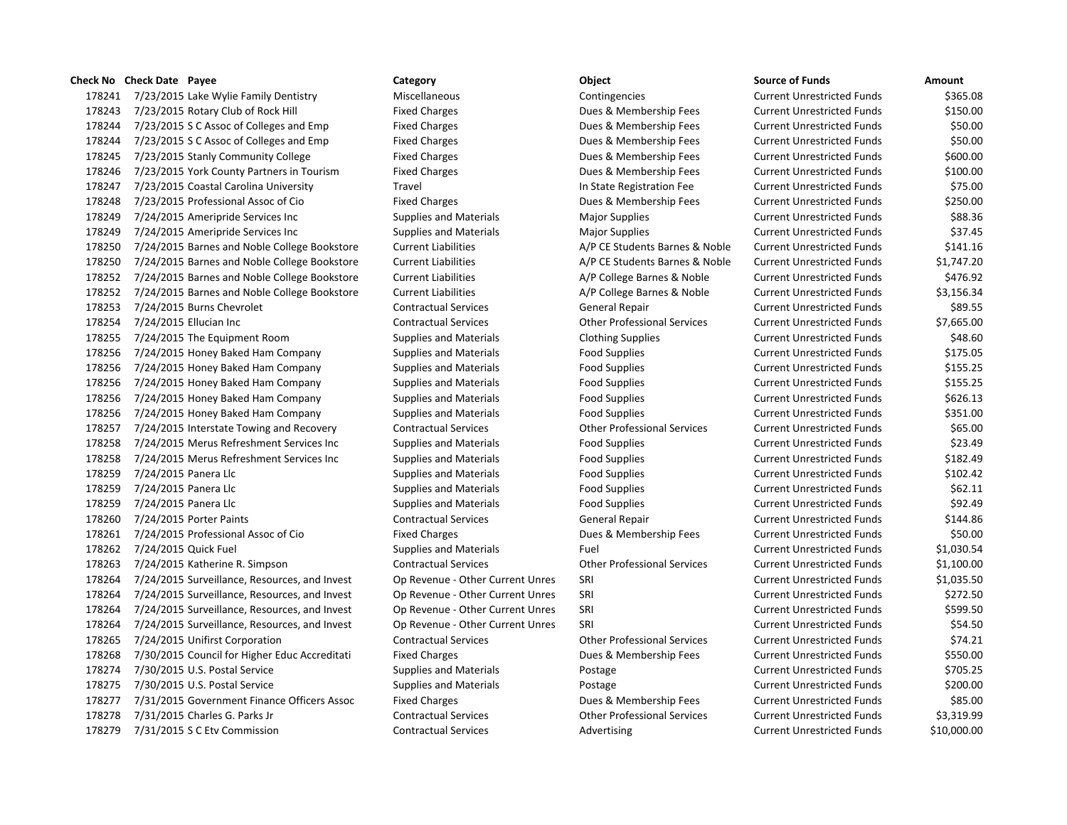| Check No | Check Date | Payee | Category | Object | Source of Funds | Amount |
|---|---|---|---|---|---|---|
| 178241 | 7/23/2015 | Lake Wylie Family Dentistry | Miscellaneous | Contingencies | Current Unrestricted Funds | $365.08 |
| 178243 | 7/23/2015 | Rotary Club of Rock Hill | Fixed Charges | Dues & Membership Fees | Current Unrestricted Funds | $150.00 |
| 178244 | 7/23/2015 | S C Assoc of Colleges and Emp | Fixed Charges | Dues & Membership Fees | Current Unrestricted Funds | $50.00 |
| 178244 | 7/23/2015 | S C Assoc of Colleges and Emp | Fixed Charges | Dues & Membership Fees | Current Unrestricted Funds | $50.00 |
| 178245 | 7/23/2015 | Stanly Community College | Fixed Charges | Dues & Membership Fees | Current Unrestricted Funds | $600.00 |
| 178246 | 7/23/2015 | York County Partners in Tourism | Fixed Charges | Dues & Membership Fees | Current Unrestricted Funds | $100.00 |
| 178247 | 7/23/2015 | Coastal Carolina University | Travel | In State Registration Fee | Current Unrestricted Funds | $75.00 |
| 178248 | 7/23/2015 | Professional Assoc of Cio | Fixed Charges | Dues & Membership Fees | Current Unrestricted Funds | $250.00 |
| 178249 | 7/24/2015 | Ameripride Services Inc | Supplies and Materials | Major Supplies | Current Unrestricted Funds | $88.36 |
| 178249 | 7/24/2015 | Ameripride Services Inc | Supplies and Materials | Major Supplies | Current Unrestricted Funds | $37.45 |
| 178250 | 7/24/2015 | Barnes and Noble College Bookstore | Current Liabilities | A/P CE Students Barnes & Noble | Current Unrestricted Funds | $141.16 |
| 178250 | 7/24/2015 | Barnes and Noble College Bookstore | Current Liabilities | A/P CE Students Barnes & Noble | Current Unrestricted Funds | $1,747.20 |
| 178252 | 7/24/2015 | Barnes and Noble College Bookstore | Current Liabilities | A/P College Barnes & Noble | Current Unrestricted Funds | $476.92 |
| 178252 | 7/24/2015 | Barnes and Noble College Bookstore | Current Liabilities | A/P College Barnes & Noble | Current Unrestricted Funds | $3,156.34 |
| 178253 | 7/24/2015 | Burns Chevrolet | Contractual Services | General Repair | Current Unrestricted Funds | $89.55 |
| 178254 | 7/24/2015 | Ellucian Inc | Contractual Services | Other Professional Services | Current Unrestricted Funds | $7,665.00 |
| 178255 | 7/24/2015 | The Equipment Room | Supplies and Materials | Clothing Supplies | Current Unrestricted Funds | $48.60 |
| 178256 | 7/24/2015 | Honey Baked Ham Company | Supplies and Materials | Food Supplies | Current Unrestricted Funds | $175.05 |
| 178256 | 7/24/2015 | Honey Baked Ham Company | Supplies and Materials | Food Supplies | Current Unrestricted Funds | $155.25 |
| 178256 | 7/24/2015 | Honey Baked Ham Company | Supplies and Materials | Food Supplies | Current Unrestricted Funds | $155.25 |
| 178256 | 7/24/2015 | Honey Baked Ham Company | Supplies and Materials | Food Supplies | Current Unrestricted Funds | $626.13 |
| 178256 | 7/24/2015 | Honey Baked Ham Company | Supplies and Materials | Food Supplies | Current Unrestricted Funds | $351.00 |
| 178257 | 7/24/2015 | Interstate Towing and Recovery | Contractual Services | Other Professional Services | Current Unrestricted Funds | $65.00 |
| 178258 | 7/24/2015 | Merus Refreshment Services Inc | Supplies and Materials | Food Supplies | Current Unrestricted Funds | $23.49 |
| 178258 | 7/24/2015 | Merus Refreshment Services Inc | Supplies and Materials | Food Supplies | Current Unrestricted Funds | $182.49 |
| 178259 | 7/24/2015 | Panera Llc | Supplies and Materials | Food Supplies | Current Unrestricted Funds | $102.42 |
| 178259 | 7/24/2015 | Panera Llc | Supplies and Materials | Food Supplies | Current Unrestricted Funds | $62.11 |
| 178259 | 7/24/2015 | Panera Llc | Supplies and Materials | Food Supplies | Current Unrestricted Funds | $92.49 |
| 178260 | 7/24/2015 | Porter Paints | Contractual Services | General Repair | Current Unrestricted Funds | $144.86 |
| 178261 | 7/24/2015 | Professional Assoc of Cio | Fixed Charges | Dues & Membership Fees | Current Unrestricted Funds | $50.00 |
| 178262 | 7/24/2015 | Quick Fuel | Supplies and Materials | Fuel | Current Unrestricted Funds | $1,030.54 |
| 178263 | 7/24/2015 | Katherine R. Simpson | Contractual Services | Other Professional Services | Current Unrestricted Funds | $1,100.00 |
| 178264 | 7/24/2015 | Surveillance, Resources, and Invest | Op Revenue - Other Current Unres | SRI | Current Unrestricted Funds | $1,035.50 |
| 178264 | 7/24/2015 | Surveillance, Resources, and Invest | Op Revenue - Other Current Unres | SRI | Current Unrestricted Funds | $272.50 |
| 178264 | 7/24/2015 | Surveillance, Resources, and Invest | Op Revenue - Other Current Unres | SRI | Current Unrestricted Funds | $599.50 |
| 178264 | 7/24/2015 | Surveillance, Resources, and Invest | Op Revenue - Other Current Unres | SRI | Current Unrestricted Funds | $54.50 |
| 178265 | 7/24/2015 | Unifirst Corporation | Contractual Services | Other Professional Services | Current Unrestricted Funds | $74.21 |
| 178268 | 7/30/2015 | Council for Higher Educ Accreditati | Fixed Charges | Dues & Membership Fees | Current Unrestricted Funds | $550.00 |
| 178274 | 7/30/2015 | U.S. Postal Service | Supplies and Materials | Postage | Current Unrestricted Funds | $705.25 |
| 178275 | 7/30/2015 | U.S. Postal Service | Supplies and Materials | Postage | Current Unrestricted Funds | $200.00 |
| 178277 | 7/31/2015 | Government Finance Officers Assoc | Fixed Charges | Dues & Membership Fees | Current Unrestricted Funds | $85.00 |
| 178278 | 7/31/2015 | Charles G. Parks Jr | Contractual Services | Other Professional Services | Current Unrestricted Funds | $3,319.99 |
| 178279 | 7/31/2015 | S C Etv Commission | Contractual Services | Advertising | Current Unrestricted Funds | $10,000.00 |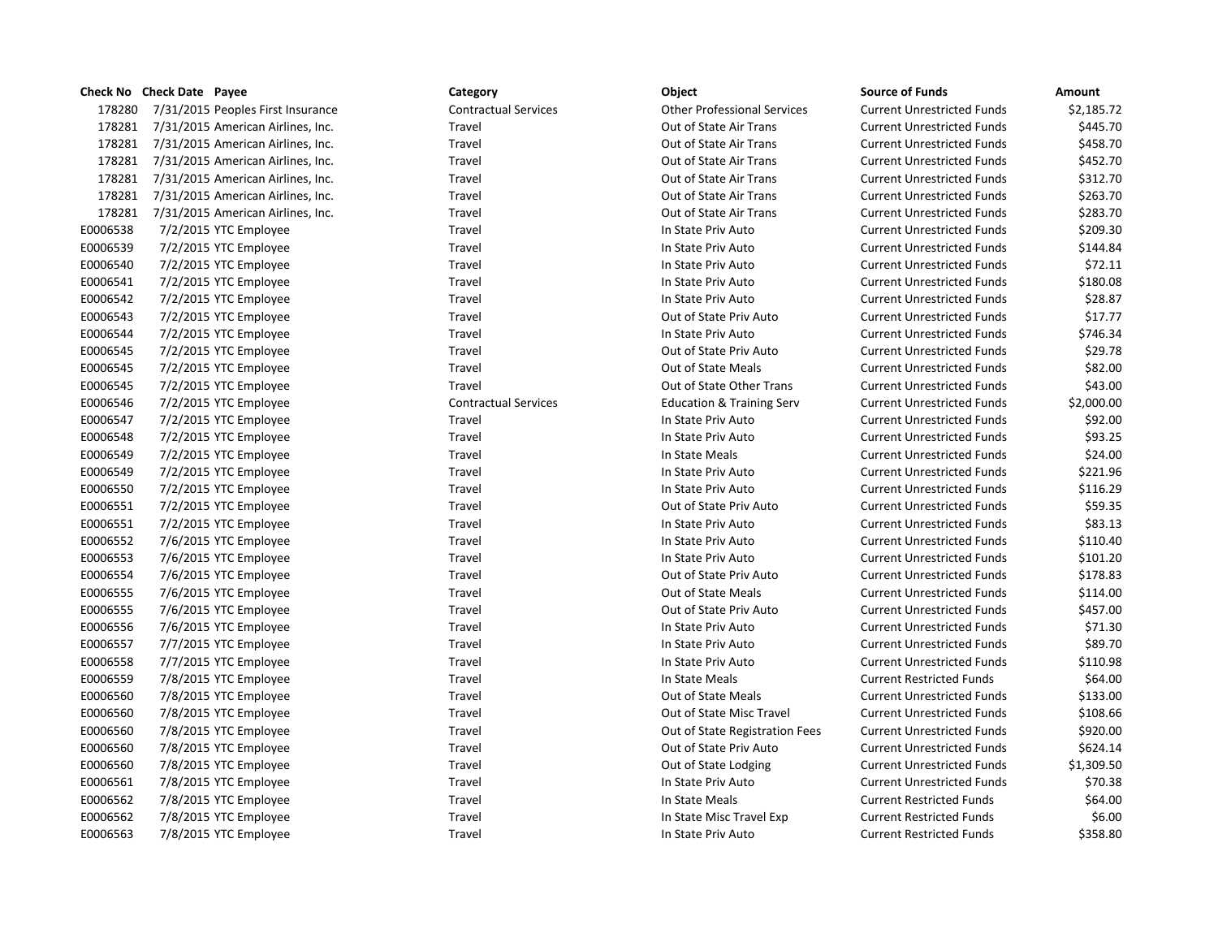| Check No | Check Date | Payee | Category | Object | Source of Funds | Amount |
|---|---|---|---|---|---|---|
| 178280 | 7/31/2015 | Peoples First Insurance | Contractual Services | Other Professional Services | Current Unrestricted Funds | $2,185.72 |
| 178281 | 7/31/2015 | American Airlines, Inc. | Travel | Out of State Air Trans | Current Unrestricted Funds | $445.70 |
| 178281 | 7/31/2015 | American Airlines, Inc. | Travel | Out of State Air Trans | Current Unrestricted Funds | $458.70 |
| 178281 | 7/31/2015 | American Airlines, Inc. | Travel | Out of State Air Trans | Current Unrestricted Funds | $452.70 |
| 178281 | 7/31/2015 | American Airlines, Inc. | Travel | Out of State Air Trans | Current Unrestricted Funds | $312.70 |
| 178281 | 7/31/2015 | American Airlines, Inc. | Travel | Out of State Air Trans | Current Unrestricted Funds | $263.70 |
| 178281 | 7/31/2015 | American Airlines, Inc. | Travel | Out of State Air Trans | Current Unrestricted Funds | $283.70 |
| E0006538 | 7/2/2015 | YTC Employee | Travel | In State Priv Auto | Current Unrestricted Funds | $209.30 |
| E0006539 | 7/2/2015 | YTC Employee | Travel | In State Priv Auto | Current Unrestricted Funds | $144.84 |
| E0006540 | 7/2/2015 | YTC Employee | Travel | In State Priv Auto | Current Unrestricted Funds | $72.11 |
| E0006541 | 7/2/2015 | YTC Employee | Travel | In State Priv Auto | Current Unrestricted Funds | $180.08 |
| E0006542 | 7/2/2015 | YTC Employee | Travel | In State Priv Auto | Current Unrestricted Funds | $28.87 |
| E0006543 | 7/2/2015 | YTC Employee | Travel | Out of State Priv Auto | Current Unrestricted Funds | $17.77 |
| E0006544 | 7/2/2015 | YTC Employee | Travel | In State Priv Auto | Current Unrestricted Funds | $746.34 |
| E0006545 | 7/2/2015 | YTC Employee | Travel | Out of State Priv Auto | Current Unrestricted Funds | $29.78 |
| E0006545 | 7/2/2015 | YTC Employee | Travel | Out of State Meals | Current Unrestricted Funds | $82.00 |
| E0006545 | 7/2/2015 | YTC Employee | Travel | Out of State Other Trans | Current Unrestricted Funds | $43.00 |
| E0006546 | 7/2/2015 | YTC Employee | Contractual Services | Education & Training Serv | Current Unrestricted Funds | $2,000.00 |
| E0006547 | 7/2/2015 | YTC Employee | Travel | In State Priv Auto | Current Unrestricted Funds | $92.00 |
| E0006548 | 7/2/2015 | YTC Employee | Travel | In State Priv Auto | Current Unrestricted Funds | $93.25 |
| E0006549 | 7/2/2015 | YTC Employee | Travel | In State Meals | Current Unrestricted Funds | $24.00 |
| E0006549 | 7/2/2015 | YTC Employee | Travel | In State Priv Auto | Current Unrestricted Funds | $221.96 |
| E0006550 | 7/2/2015 | YTC Employee | Travel | In State Priv Auto | Current Unrestricted Funds | $116.29 |
| E0006551 | 7/2/2015 | YTC Employee | Travel | Out of State Priv Auto | Current Unrestricted Funds | $59.35 |
| E0006551 | 7/2/2015 | YTC Employee | Travel | In State Priv Auto | Current Unrestricted Funds | $83.13 |
| E0006552 | 7/6/2015 | YTC Employee | Travel | In State Priv Auto | Current Unrestricted Funds | $110.40 |
| E0006553 | 7/6/2015 | YTC Employee | Travel | In State Priv Auto | Current Unrestricted Funds | $101.20 |
| E0006554 | 7/6/2015 | YTC Employee | Travel | Out of State Priv Auto | Current Unrestricted Funds | $178.83 |
| E0006555 | 7/6/2015 | YTC Employee | Travel | Out of State Meals | Current Unrestricted Funds | $114.00 |
| E0006555 | 7/6/2015 | YTC Employee | Travel | Out of State Priv Auto | Current Unrestricted Funds | $457.00 |
| E0006556 | 7/6/2015 | YTC Employee | Travel | In State Priv Auto | Current Unrestricted Funds | $71.30 |
| E0006557 | 7/7/2015 | YTC Employee | Travel | In State Priv Auto | Current Unrestricted Funds | $89.70 |
| E0006558 | 7/7/2015 | YTC Employee | Travel | In State Priv Auto | Current Unrestricted Funds | $110.98 |
| E0006559 | 7/8/2015 | YTC Employee | Travel | In State Meals | Current Restricted Funds | $64.00 |
| E0006560 | 7/8/2015 | YTC Employee | Travel | Out of State Meals | Current Unrestricted Funds | $133.00 |
| E0006560 | 7/8/2015 | YTC Employee | Travel | Out of State Misc Travel | Current Unrestricted Funds | $108.66 |
| E0006560 | 7/8/2015 | YTC Employee | Travel | Out of State Registration Fees | Current Unrestricted Funds | $920.00 |
| E0006560 | 7/8/2015 | YTC Employee | Travel | Out of State Priv Auto | Current Unrestricted Funds | $624.14 |
| E0006560 | 7/8/2015 | YTC Employee | Travel | Out of State Lodging | Current Unrestricted Funds | $1,309.50 |
| E0006561 | 7/8/2015 | YTC Employee | Travel | In State Priv Auto | Current Unrestricted Funds | $70.38 |
| E0006562 | 7/8/2015 | YTC Employee | Travel | In State Meals | Current Restricted Funds | $64.00 |
| E0006562 | 7/8/2015 | YTC Employee | Travel | In State Misc Travel Exp | Current Restricted Funds | $6.00 |
| E0006563 | 7/8/2015 | YTC Employee | Travel | In State Priv Auto | Current Restricted Funds | $358.80 |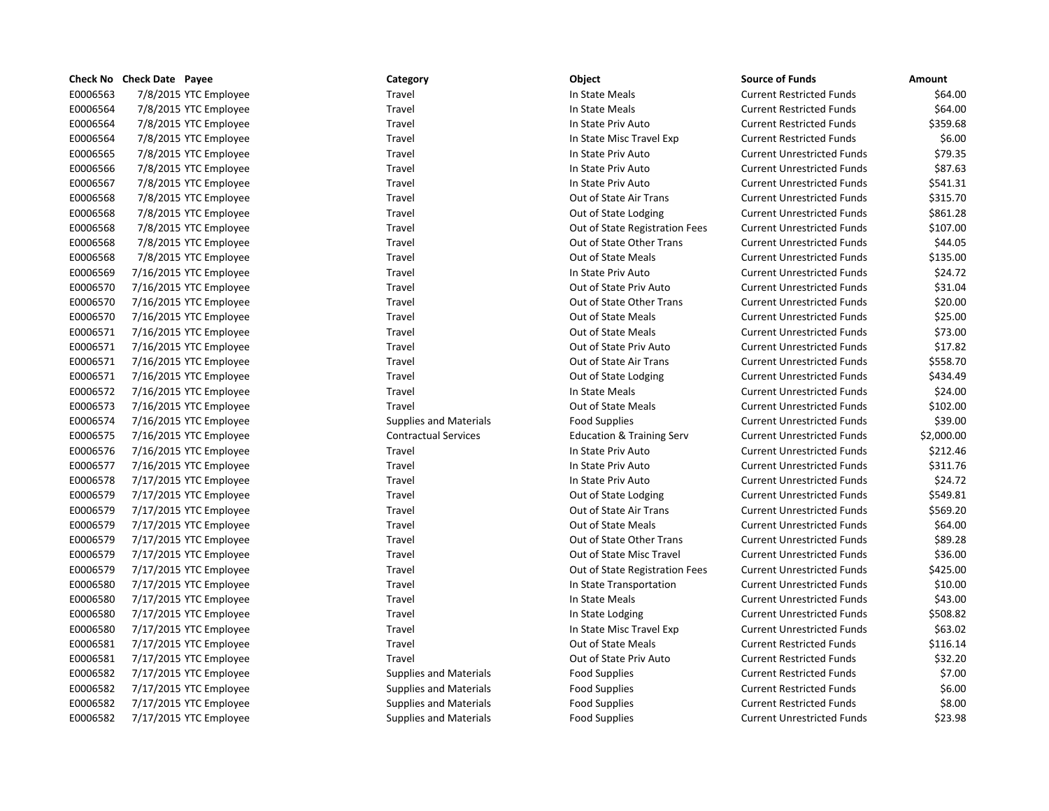| Check No | Check Date | Payee | Category | Object | Source of Funds | Amount |
|---|---|---|---|---|---|---|
| E0006563 | 7/8/2015 | YTC Employee | Travel | In State Meals | Current Restricted Funds | $64.00 |
| E0006564 | 7/8/2015 | YTC Employee | Travel | In State Meals | Current Restricted Funds | $64.00 |
| E0006564 | 7/8/2015 | YTC Employee | Travel | In State Priv Auto | Current Restricted Funds | $359.68 |
| E0006564 | 7/8/2015 | YTC Employee | Travel | In State Misc Travel Exp | Current Restricted Funds | $6.00 |
| E0006565 | 7/8/2015 | YTC Employee | Travel | In State Priv Auto | Current Unrestricted Funds | $79.35 |
| E0006566 | 7/8/2015 | YTC Employee | Travel | In State Priv Auto | Current Unrestricted Funds | $87.63 |
| E0006567 | 7/8/2015 | YTC Employee | Travel | In State Priv Auto | Current Unrestricted Funds | $541.31 |
| E0006568 | 7/8/2015 | YTC Employee | Travel | Out of State Air Trans | Current Unrestricted Funds | $315.70 |
| E0006568 | 7/8/2015 | YTC Employee | Travel | Out of State Lodging | Current Unrestricted Funds | $861.28 |
| E0006568 | 7/8/2015 | YTC Employee | Travel | Out of State Registration Fees | Current Unrestricted Funds | $107.00 |
| E0006568 | 7/8/2015 | YTC Employee | Travel | Out of State Other Trans | Current Unrestricted Funds | $44.05 |
| E0006568 | 7/8/2015 | YTC Employee | Travel | Out of State Meals | Current Unrestricted Funds | $135.00 |
| E0006569 | 7/16/2015 | YTC Employee | Travel | In State Priv Auto | Current Unrestricted Funds | $24.72 |
| E0006570 | 7/16/2015 | YTC Employee | Travel | Out of State Priv Auto | Current Unrestricted Funds | $31.04 |
| E0006570 | 7/16/2015 | YTC Employee | Travel | Out of State Other Trans | Current Unrestricted Funds | $20.00 |
| E0006570 | 7/16/2015 | YTC Employee | Travel | Out of State Meals | Current Unrestricted Funds | $25.00 |
| E0006571 | 7/16/2015 | YTC Employee | Travel | Out of State Meals | Current Unrestricted Funds | $73.00 |
| E0006571 | 7/16/2015 | YTC Employee | Travel | Out of State Priv Auto | Current Unrestricted Funds | $17.82 |
| E0006571 | 7/16/2015 | YTC Employee | Travel | Out of State Air Trans | Current Unrestricted Funds | $558.70 |
| E0006571 | 7/16/2015 | YTC Employee | Travel | Out of State Lodging | Current Unrestricted Funds | $434.49 |
| E0006572 | 7/16/2015 | YTC Employee | Travel | In State Meals | Current Unrestricted Funds | $24.00 |
| E0006573 | 7/16/2015 | YTC Employee | Travel | Out of State Meals | Current Unrestricted Funds | $102.00 |
| E0006574 | 7/16/2015 | YTC Employee | Supplies and Materials | Food Supplies | Current Unrestricted Funds | $39.00 |
| E0006575 | 7/16/2015 | YTC Employee | Contractual Services | Education & Training Serv | Current Unrestricted Funds | $2,000.00 |
| E0006576 | 7/16/2015 | YTC Employee | Travel | In State Priv Auto | Current Unrestricted Funds | $212.46 |
| E0006577 | 7/16/2015 | YTC Employee | Travel | In State Priv Auto | Current Unrestricted Funds | $311.76 |
| E0006578 | 7/17/2015 | YTC Employee | Travel | In State Priv Auto | Current Unrestricted Funds | $24.72 |
| E0006579 | 7/17/2015 | YTC Employee | Travel | Out of State Lodging | Current Unrestricted Funds | $549.81 |
| E0006579 | 7/17/2015 | YTC Employee | Travel | Out of State Air Trans | Current Unrestricted Funds | $569.20 |
| E0006579 | 7/17/2015 | YTC Employee | Travel | Out of State Meals | Current Unrestricted Funds | $64.00 |
| E0006579 | 7/17/2015 | YTC Employee | Travel | Out of State Other Trans | Current Unrestricted Funds | $89.28 |
| E0006579 | 7/17/2015 | YTC Employee | Travel | Out of State Misc Travel | Current Unrestricted Funds | $36.00 |
| E0006579 | 7/17/2015 | YTC Employee | Travel | Out of State Registration Fees | Current Unrestricted Funds | $425.00 |
| E0006580 | 7/17/2015 | YTC Employee | Travel | In State Transportation | Current Unrestricted Funds | $10.00 |
| E0006580 | 7/17/2015 | YTC Employee | Travel | In State Meals | Current Unrestricted Funds | $43.00 |
| E0006580 | 7/17/2015 | YTC Employee | Travel | In State Lodging | Current Unrestricted Funds | $508.82 |
| E0006580 | 7/17/2015 | YTC Employee | Travel | In State Misc Travel Exp | Current Unrestricted Funds | $63.02 |
| E0006581 | 7/17/2015 | YTC Employee | Travel | Out of State Meals | Current Restricted Funds | $116.14 |
| E0006581 | 7/17/2015 | YTC Employee | Travel | Out of State Priv Auto | Current Restricted Funds | $32.20 |
| E0006582 | 7/17/2015 | YTC Employee | Supplies and Materials | Food Supplies | Current Restricted Funds | $7.00 |
| E0006582 | 7/17/2015 | YTC Employee | Supplies and Materials | Food Supplies | Current Restricted Funds | $6.00 |
| E0006582 | 7/17/2015 | YTC Employee | Supplies and Materials | Food Supplies | Current Restricted Funds | $8.00 |
| E0006582 | 7/17/2015 | YTC Employee | Supplies and Materials | Food Supplies | Current Unrestricted Funds | $23.98 |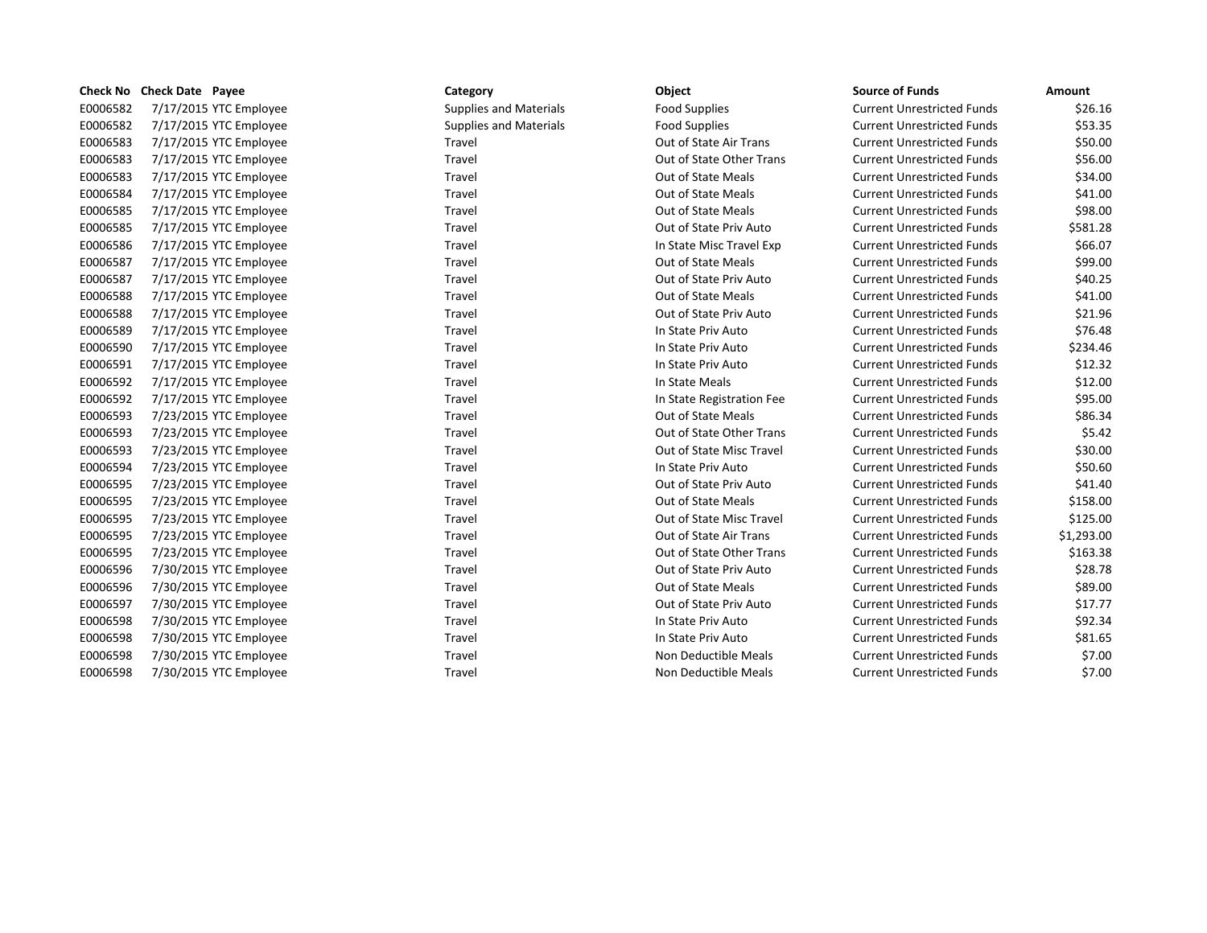| Check No | Check Date | Payee | Category | Object | Source of Funds | Amount |
|---|---|---|---|---|---|---|
| E0006582 | 7/17/2015 | YTC Employee | Supplies and Materials | Food Supplies | Current Unrestricted Funds | $26.16 |
| E0006582 | 7/17/2015 | YTC Employee | Supplies and Materials | Food Supplies | Current Unrestricted Funds | $53.35 |
| E0006583 | 7/17/2015 | YTC Employee | Travel | Out of State Air Trans | Current Unrestricted Funds | $50.00 |
| E0006583 | 7/17/2015 | YTC Employee | Travel | Out of State Other Trans | Current Unrestricted Funds | $56.00 |
| E0006583 | 7/17/2015 | YTC Employee | Travel | Out of State Meals | Current Unrestricted Funds | $34.00 |
| E0006584 | 7/17/2015 | YTC Employee | Travel | Out of State Meals | Current Unrestricted Funds | $41.00 |
| E0006585 | 7/17/2015 | YTC Employee | Travel | Out of State Meals | Current Unrestricted Funds | $98.00 |
| E0006585 | 7/17/2015 | YTC Employee | Travel | Out of State Priv Auto | Current Unrestricted Funds | $581.28 |
| E0006586 | 7/17/2015 | YTC Employee | Travel | In State Misc Travel Exp | Current Unrestricted Funds | $66.07 |
| E0006587 | 7/17/2015 | YTC Employee | Travel | Out of State Meals | Current Unrestricted Funds | $99.00 |
| E0006587 | 7/17/2015 | YTC Employee | Travel | Out of State Priv Auto | Current Unrestricted Funds | $40.25 |
| E0006588 | 7/17/2015 | YTC Employee | Travel | Out of State Meals | Current Unrestricted Funds | $41.00 |
| E0006588 | 7/17/2015 | YTC Employee | Travel | Out of State Priv Auto | Current Unrestricted Funds | $21.96 |
| E0006589 | 7/17/2015 | YTC Employee | Travel | In State Priv Auto | Current Unrestricted Funds | $76.48 |
| E0006590 | 7/17/2015 | YTC Employee | Travel | In State Priv Auto | Current Unrestricted Funds | $234.46 |
| E0006591 | 7/17/2015 | YTC Employee | Travel | In State Priv Auto | Current Unrestricted Funds | $12.32 |
| E0006592 | 7/17/2015 | YTC Employee | Travel | In State Meals | Current Unrestricted Funds | $12.00 |
| E0006592 | 7/17/2015 | YTC Employee | Travel | In State Registration Fee | Current Unrestricted Funds | $95.00 |
| E0006593 | 7/23/2015 | YTC Employee | Travel | Out of State Meals | Current Unrestricted Funds | $86.34 |
| E0006593 | 7/23/2015 | YTC Employee | Travel | Out of State Other Trans | Current Unrestricted Funds | $5.42 |
| E0006593 | 7/23/2015 | YTC Employee | Travel | Out of State Misc Travel | Current Unrestricted Funds | $30.00 |
| E0006594 | 7/23/2015 | YTC Employee | Travel | In State Priv Auto | Current Unrestricted Funds | $50.60 |
| E0006595 | 7/23/2015 | YTC Employee | Travel | Out of State Priv Auto | Current Unrestricted Funds | $41.40 |
| E0006595 | 7/23/2015 | YTC Employee | Travel | Out of State Meals | Current Unrestricted Funds | $158.00 |
| E0006595 | 7/23/2015 | YTC Employee | Travel | Out of State Misc Travel | Current Unrestricted Funds | $125.00 |
| E0006595 | 7/23/2015 | YTC Employee | Travel | Out of State Air Trans | Current Unrestricted Funds | $1,293.00 |
| E0006595 | 7/23/2015 | YTC Employee | Travel | Out of State Other Trans | Current Unrestricted Funds | $163.38 |
| E0006596 | 7/30/2015 | YTC Employee | Travel | Out of State Priv Auto | Current Unrestricted Funds | $28.78 |
| E0006596 | 7/30/2015 | YTC Employee | Travel | Out of State Meals | Current Unrestricted Funds | $89.00 |
| E0006597 | 7/30/2015 | YTC Employee | Travel | Out of State Priv Auto | Current Unrestricted Funds | $17.77 |
| E0006598 | 7/30/2015 | YTC Employee | Travel | In State Priv Auto | Current Unrestricted Funds | $92.34 |
| E0006598 | 7/30/2015 | YTC Employee | Travel | In State Priv Auto | Current Unrestricted Funds | $81.65 |
| E0006598 | 7/30/2015 | YTC Employee | Travel | Non Deductible Meals | Current Unrestricted Funds | $7.00 |
| E0006598 | 7/30/2015 | YTC Employee | Travel | Non Deductible Meals | Current Unrestricted Funds | $7.00 |